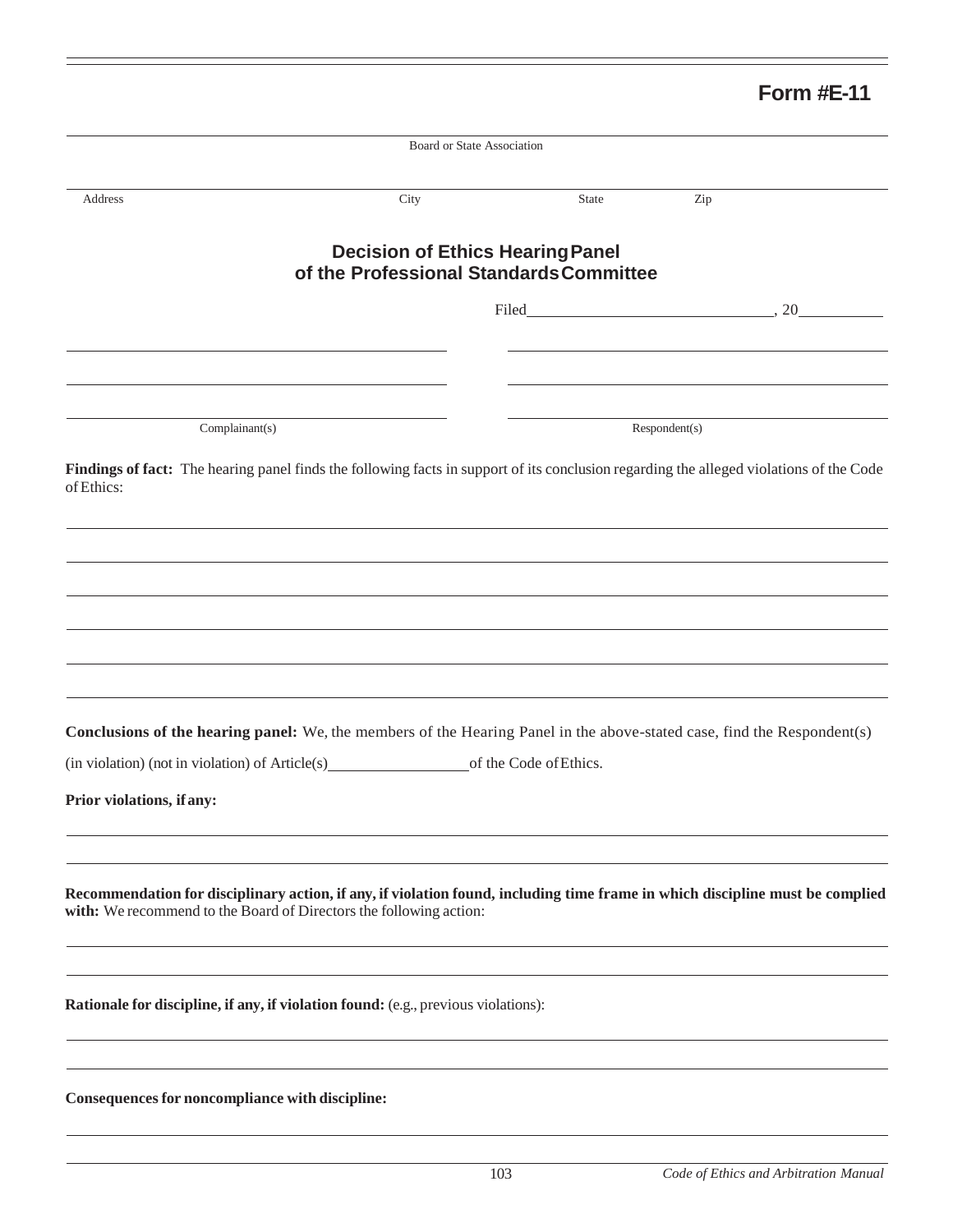# Form #E-11

______________________________________________________________________________________
Board or State Association

______________________________________________________________________________________
Address City State Zip

## Decision of Ethics Hearing Panel of the Professional Standards Committee

Filed_______________________________, 20__________

_______________________________________ _______________________________________

_______________________________________ _______________________________________

_______________________________________ _______________________________________
Complainant(s) Respondent(s)

**Findings of fact:** The hearing panel finds the following facts in support of its conclusion regarding the alleged violations of the Code of Ethics:

______________________________________________________________________________________

______________________________________________________________________________________

______________________________________________________________________________________

______________________________________________________________________________________

______________________________________________________________________________________

______________________________________________________________________________________

**Conclusions of the hearing panel:** We, the members of the Hearing Panel in the above-stated case, find the Respondent(s)

(in violation) (not in violation) of Article(s)__________________of the Code of Ethics.

**Prior violations, if any:**

______________________________________________________________________________________

______________________________________________________________________________________

**Recommendation for disciplinary action, if any, if violation found, including time frame in which discipline must be complied with:** We recommend to the Board of Directors the following action:

______________________________________________________________________________________

______________________________________________________________________________________

**Rationale for discipline, if any, if violation found:** (e.g., previous violations):

______________________________________________________________________________________

______________________________________________________________________________________

**Consequences for noncompliance with discipline:**

______________________________________________________________________________________

______________________________________________________________________________________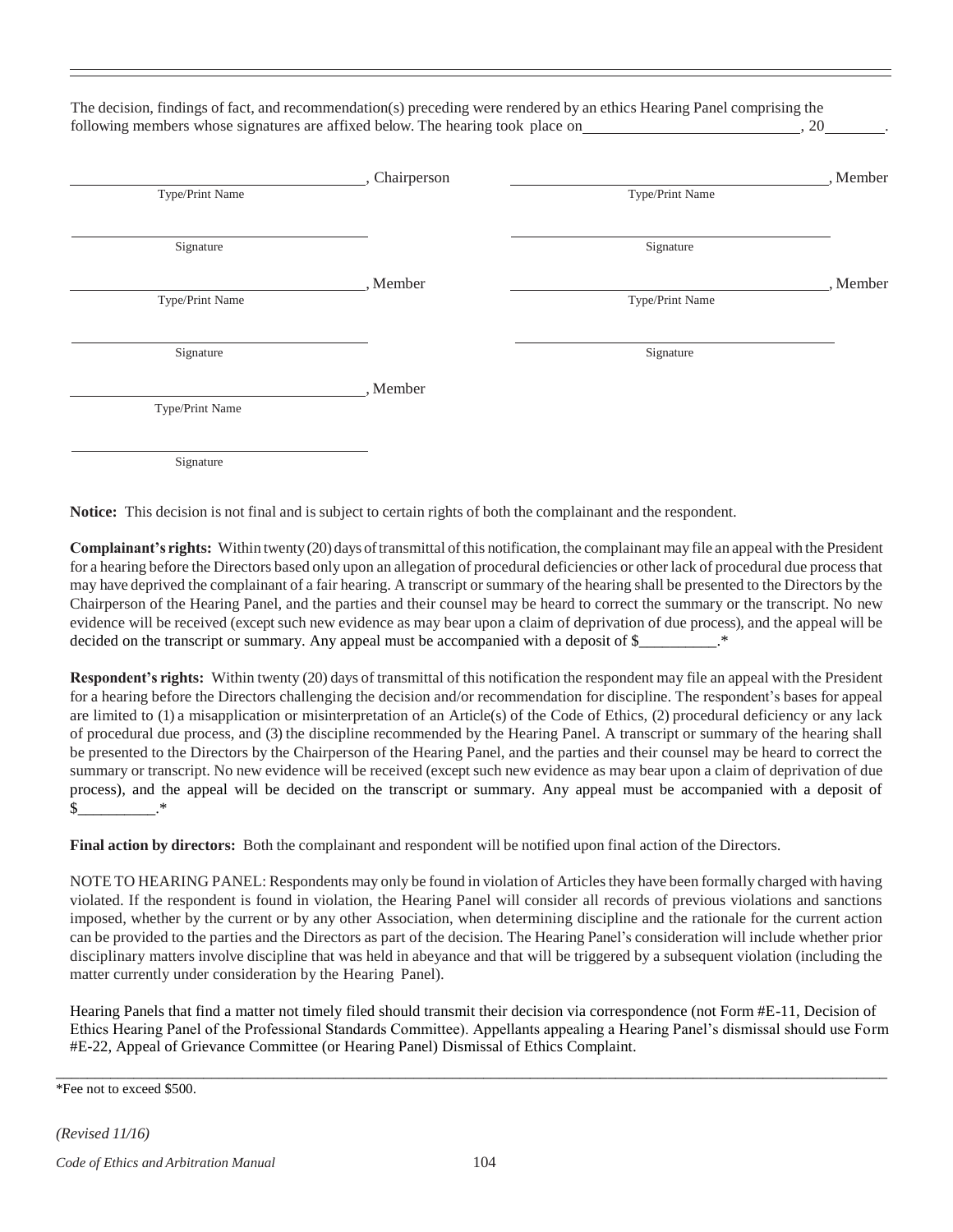The decision, findings of fact, and recommendation(s) preceding were rendered by an ethics Hearing Panel comprising the following members whose signatures are affixed below. The hearing took place on\_\_\_\_\_\_\_\_\_\_\_\_\_\_\_\_\_\_\_\_\_\_\_\_\_\_\_\_, 20\_\_\_\_\_\_\_\_.

| | |
|---|---|
| \_\_\_\_\_\_\_\_\_\_\_\_\_\_\_\_\_\_\_\_\_\_\_\_\_\_\_\_\_\_\_\_\_\_\_\_, Chairperson | \_\_\_\_\_\_\_\_\_\_\_\_\_\_\_\_\_\_\_\_\_\_\_\_\_\_\_\_\_\_\_\_\_\_\_\_, Member |
| Type/Print Name | Type/Print Name |
| \_\_\_\_\_\_\_\_\_\_\_\_\_\_\_\_\_\_\_\_\_\_\_\_\_\_\_\_\_\_\_\_\_\_\_\_ | \_\_\_\_\_\_\_\_\_\_\_\_\_\_\_\_\_\_\_\_\_\_\_\_\_\_\_\_\_\_\_\_\_\_\_\_ |
| Signature | Signature |
| \_\_\_\_\_\_\_\_\_\_\_\_\_\_\_\_\_\_\_\_\_\_\_\_\_\_\_\_\_\_\_\_\_\_\_\_, Member | \_\_\_\_\_\_\_\_\_\_\_\_\_\_\_\_\_\_\_\_\_\_\_\_\_\_\_\_\_\_\_\_\_\_\_\_, Member |
| Type/Print Name | Type/Print Name |
| \_\_\_\_\_\_\_\_\_\_\_\_\_\_\_\_\_\_\_\_\_\_\_\_\_\_\_\_\_\_\_\_\_\_\_\_ | \_\_\_\_\_\_\_\_\_\_\_\_\_\_\_\_\_\_\_\_\_\_\_\_\_\_\_\_\_\_\_\_\_\_\_\_ |
| Signature | Signature |
| \_\_\_\_\_\_\_\_\_\_\_\_\_\_\_\_\_\_\_\_\_\_\_\_\_\_\_\_\_\_\_\_\_\_\_\_, Member | |
| Type/Print Name | |
| \_\_\_\_\_\_\_\_\_\_\_\_\_\_\_\_\_\_\_\_\_\_\_\_\_\_\_\_\_\_\_\_\_\_\_\_ | |
| Signature | |

**Notice:** This decision is not final and is subject to certain rights of both the complainant and the respondent.

**Complainant's rights:** Within twenty (20) days of transmittal of this notification, the complainant may file an appeal with the President for a hearing before the Directors based only upon an allegation of procedural deficiencies or other lack of procedural due process that may have deprived the complainant of a fair hearing. A transcript or summary of the hearing shall be presented to the Directors by the Chairperson of the Hearing Panel, and the parties and their counsel may be heard to correct the summary or the transcript. No new evidence will be received (except such new evidence as may bear upon a claim of deprivation of due process), and the appeal will be decided on the transcript or summary. Any appeal must be accompanied with a deposit of $\_\_\_\_\_\_\_\_\_\_.*

**Respondent's rights:** Within twenty (20) days of transmittal of this notification the respondent may file an appeal with the President for a hearing before the Directors challenging the decision and/or recommendation for discipline. The respondent's bases for appeal are limited to (1) a misapplication or misinterpretation of an Article(s) of the Code of Ethics, (2) procedural deficiency or any lack of procedural due process, and (3) the discipline recommended by the Hearing Panel. A transcript or summary of the hearing shall be presented to the Directors by the Chairperson of the Hearing Panel, and the parties and their counsel may be heard to correct the summary or transcript. No new evidence will be received (except such new evidence as may bear upon a claim of deprivation of due process), and the appeal will be decided on the transcript or summary. Any appeal must be accompanied with a deposit of $\_\_\_\_\_\_\_\_\_\_.*

**Final action by directors:** Both the complainant and respondent will be notified upon final action of the Directors.

NOTE TO HEARING PANEL: Respondents may only be found in violation of Articles they have been formally charged with having violated. If the respondent is found in violation, the Hearing Panel will consider all records of previous violations and sanctions imposed, whether by the current or by any other Association, when determining discipline and the rationale for the current action can be provided to the parties and the Directors as part of the decision. The Hearing Panel's consideration will include whether prior disciplinary matters involve discipline that was held in abeyance and that will be triggered by a subsequent violation (including the matter currently under consideration by the Hearing Panel).

Hearing Panels that find a matter not timely filed should transmit their decision via correspondence (not Form #E-11, Decision of Ethics Hearing Panel of the Professional Standards Committee). Appellants appealing a Hearing Panel's dismissal should use Form #E-22, Appeal of Grievance Committee (or Hearing Panel) Dismissal of Ethics Complaint.

---

*Fee not to exceed $500.

*(Revised 11/16)*